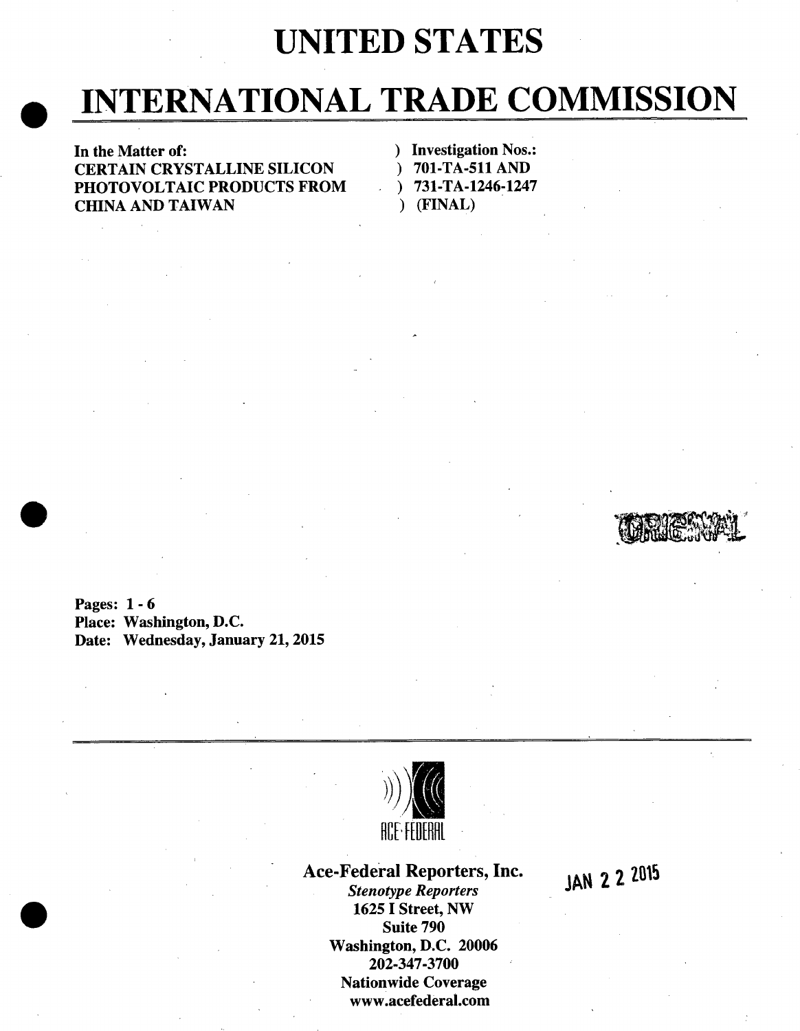# UNITED STATES

# INTERNATIONAL TRADE COMMISSION

| | |
|---|---|
| **In the Matter of:** | **) Investigation Nos.:** |
| **CERTAIN CRYSTALLINE SILICON** | **) 701-TA-511 AND** |
| **PHOTOVOLTAIC PRODUCTS FROM** | **) 731-TA-1246-1247** |
| **CHINA AND TAIWAN** | **) (FINAL)** |

ORIGINAL

**Pages: 1 - 6**
**Place: Washington, D.C.**
**Date: Wednesday, January 21, 2015**

ACE-FEDERAL

**Ace-Federal Reporters, Inc.**
***Stenotype Reporters***
**1625 I Street, NW**
**Suite 790**
**Washington, D.C. 20006**
**202-347-3700**
**Nationwide Coverage**
**www.acefederal.com**

JAN 22 2015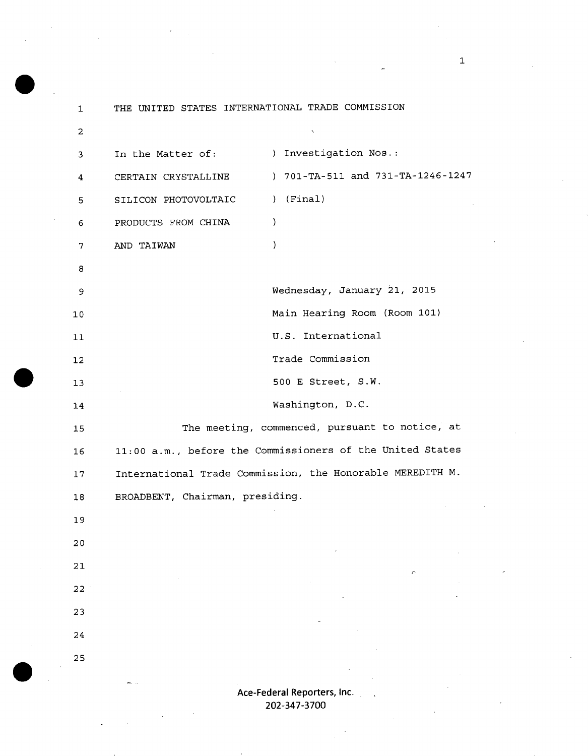THE UNITED STATES INTERNATIONAL TRADE COMMISSION

In the Matter of: ) Investigation Nos.:
CERTAIN CRYSTALLINE ) 701-TA-511 and 731-TA-1246-1247
SILICON PHOTOVOLTAIC ) (Final)
PRODUCTS FROM CHINA )
AND TAIWAN )

Wednesday, January 21, 2015
Main Hearing Room (Room 101)
U.S. International
Trade Commission
500 E Street, S.W.
Washington, D.C.

The meeting, commenced, pursuant to notice, at 11:00 a.m., before the Commissioners of the United States International Trade Commission, the Honorable MEREDITH M. BROADBENT, Chairman, presiding.

Ace-Federal Reporters, Inc.
202-347-3700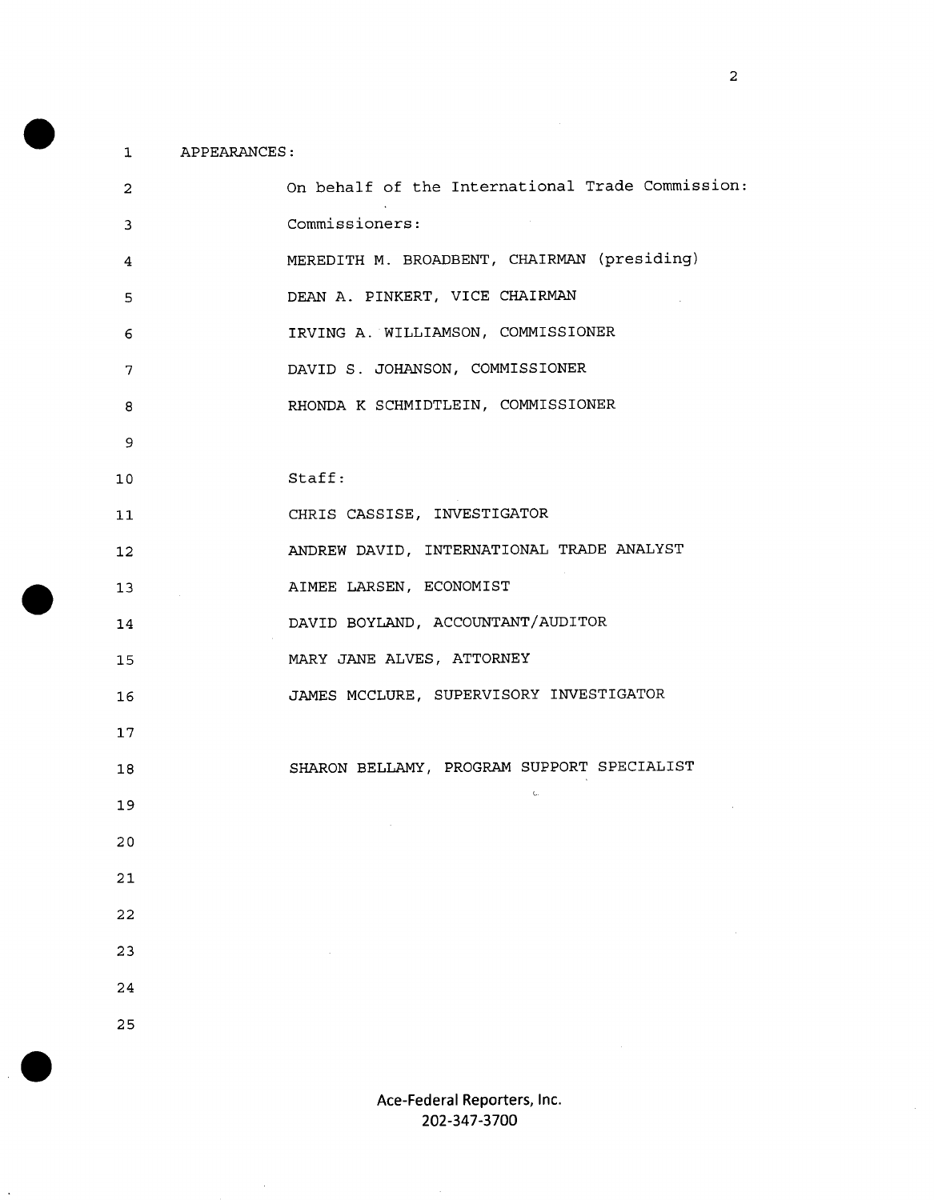APPEARANCES:

On behalf of the International Trade Commission:

Commissioners:

MEREDITH M. BROADBENT, CHAIRMAN (presiding)

DEAN A. PINKERT, VICE CHAIRMAN

IRVING A. WILLIAMSON, COMMISSIONER

DAVID S. JOHANSON, COMMISSIONER

RHONDA K SCHMIDTLEIN, COMMISSIONER

Staff:

CHRIS CASSISE, INVESTIGATOR

ANDREW DAVID, INTERNATIONAL TRADE ANALYST

AIMEE LARSEN, ECONOMIST

DAVID BOYLAND, ACCOUNTANT/AUDITOR

MARY JANE ALVES, ATTORNEY

JAMES MCCLURE, SUPERVISORY INVESTIGATOR

SHARON BELLAMY, PROGRAM SUPPORT SPECIALIST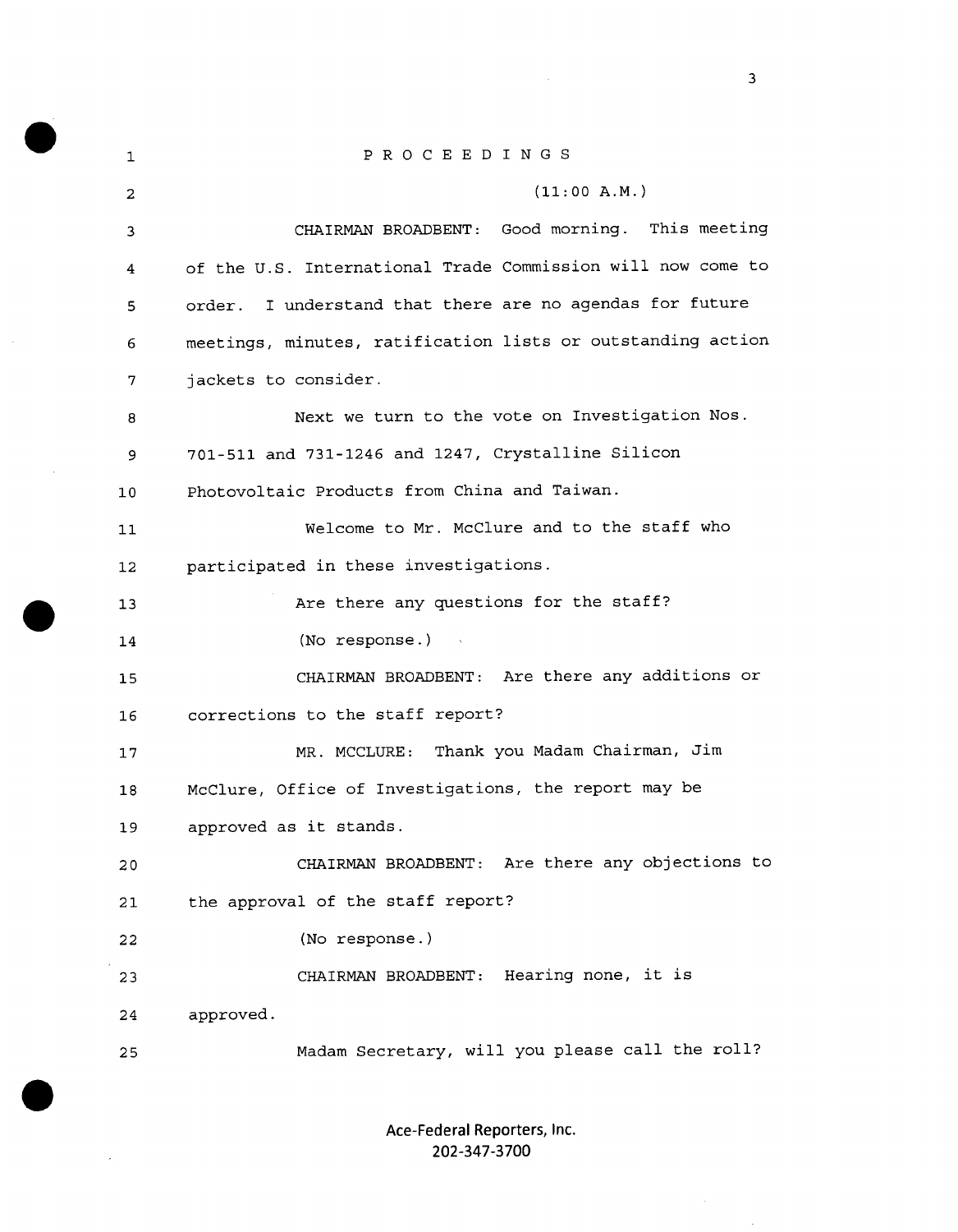P R O C E E D I N G S

(11:00 A.M.)

CHAIRMAN BROADBENT: Good morning. This meeting of the U.S. International Trade Commission will now come to order. I understand that there are no agendas for future meetings, minutes, ratification lists or outstanding action jackets to consider.

Next we turn to the vote on Investigation Nos. 701-511 and 731-1246 and 1247, Crystalline Silicon Photovoltaic Products from China and Taiwan.

Welcome to Mr. McClure and to the staff who participated in these investigations.

Are there any questions for the staff?

(No response.)

CHAIRMAN BROADBENT: Are there any additions or corrections to the staff report?

MR. MCCLURE: Thank you Madam Chairman, Jim McClure, Office of Investigations, the report may be approved as it stands.

CHAIRMAN BROADBENT: Are there any objections to the approval of the staff report?

(No response.)

CHAIRMAN BROADBENT: Hearing none, it is approved.

Madam Secretary, will you please call the roll?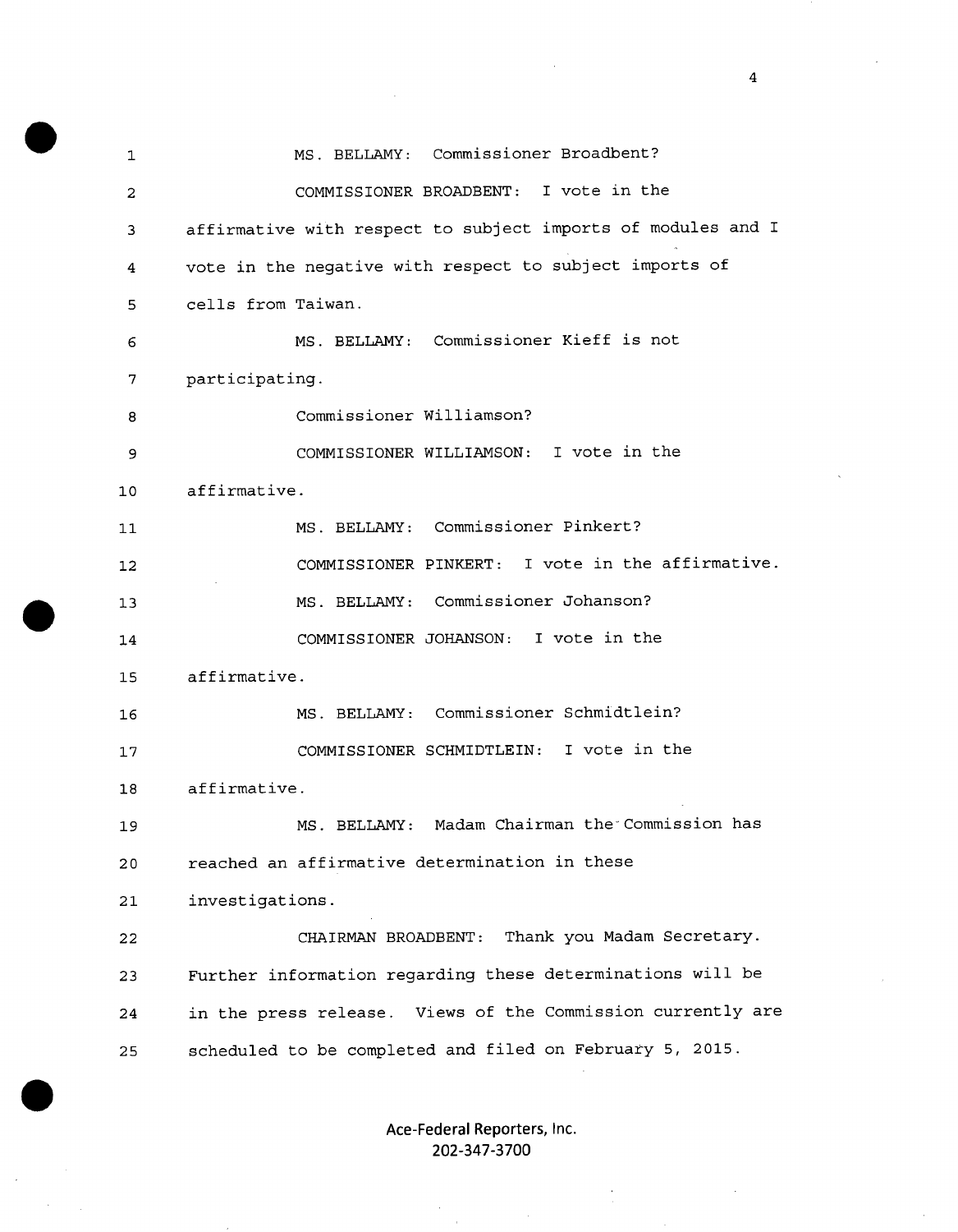MS. BELLAMY: Commissioner Broadbent?

COMMISSIONER BROADBENT: I vote in the affirmative with respect to subject imports of modules and I vote in the negative with respect to subject imports of cells from Taiwan.

MS. BELLAMY: Commissioner Kieff is not participating.

Commissioner Williamson?

COMMISSIONER WILLIAMSON: I vote in the affirmative.

MS. BELLAMY: Commissioner Pinkert?

COMMISSIONER PINKERT: I vote in the affirmative.

MS. BELLAMY: Commissioner Johanson?

COMMISSIONER JOHANSON: I vote in the affirmative.

MS. BELLAMY: Commissioner Schmidtlein?

COMMISSIONER SCHMIDTLEIN: I vote in the affirmative.

MS. BELLAMY: Madam Chairman the Commission has reached an affirmative determination in these investigations.

CHAIRMAN BROADBENT: Thank you Madam Secretary. Further information regarding these determinations will be in the press release. Views of the Commission currently are scheduled to be completed and filed on February 5, 2015.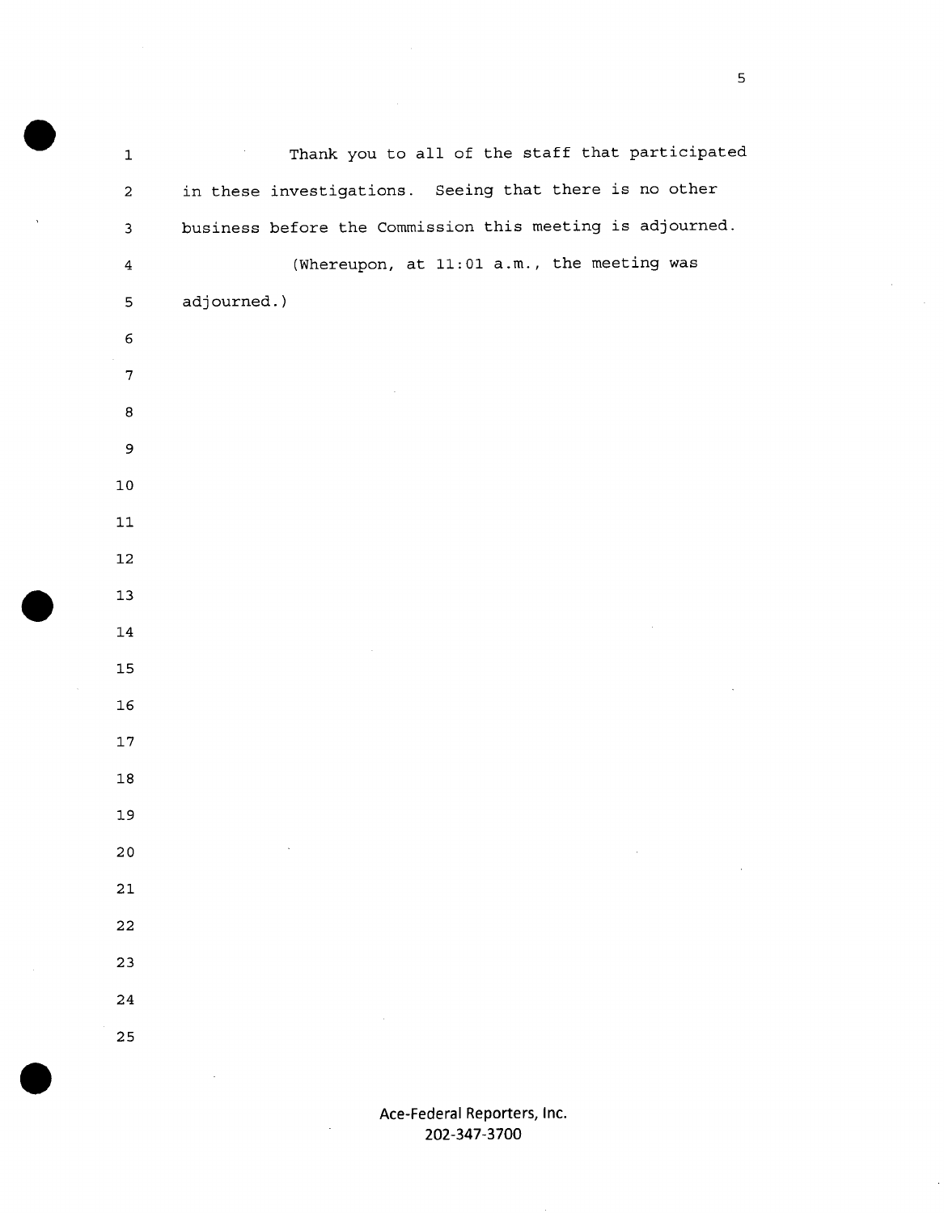Thank you to all of the staff that participated in these investigations. Seeing that there is no other business before the Commission this meeting is adjourned.

(Whereupon, at 11:01 a.m., the meeting was adjourned.)

Ace-Federal Reporters, Inc.
202-347-3700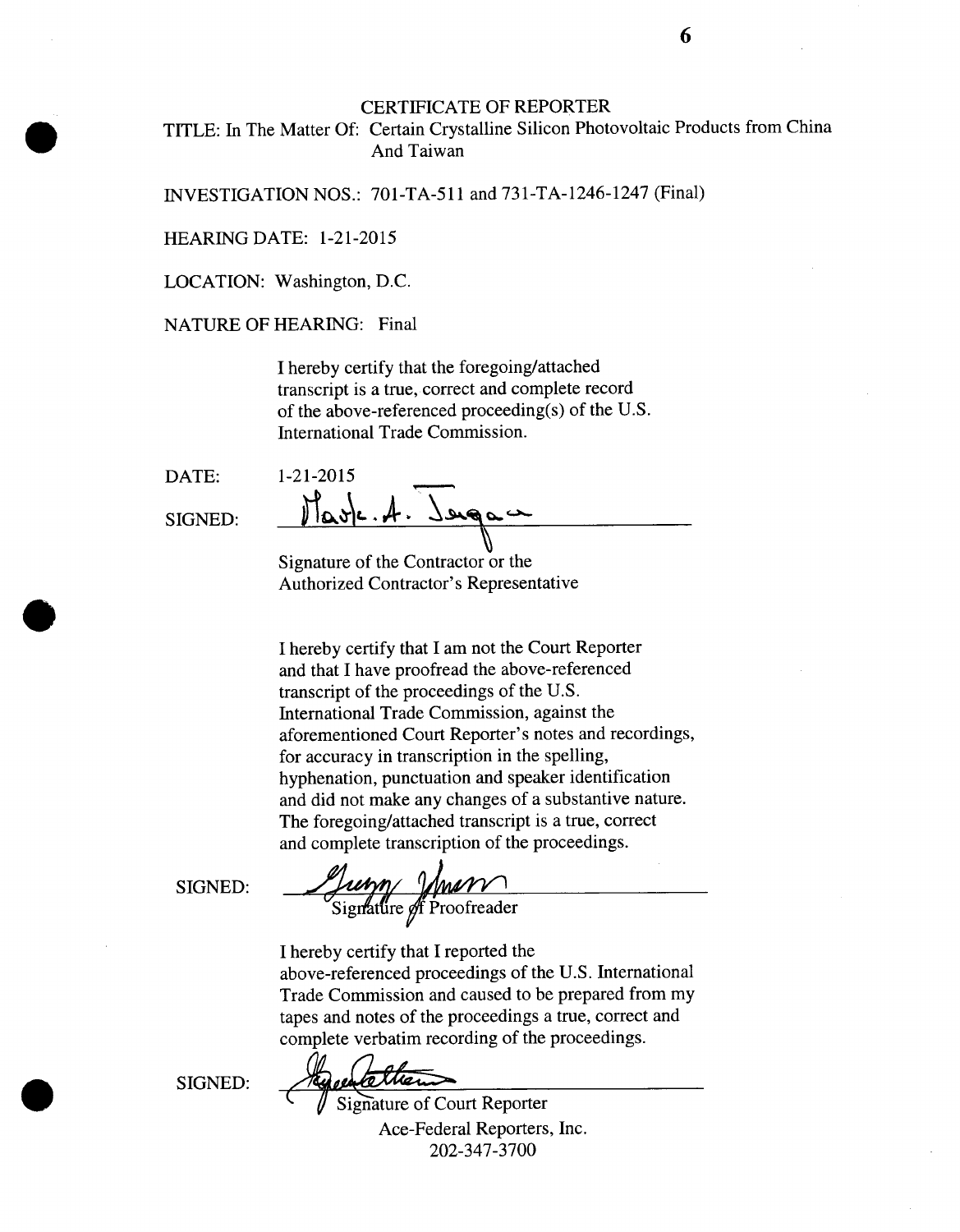CERTIFICATE OF REPORTER

TITLE: In The Matter Of: Certain Crystalline Silicon Photovoltaic Products from China And Taiwan

INVESTIGATION NOS.: 701-TA-511 and 731-TA-1246-1247 (Final)

HEARING DATE: 1-21-2015

LOCATION: Washington, D.C.

NATURE OF HEARING: Final

I hereby certify that the foregoing/attached transcript is a true, correct and complete record of the above-referenced proceeding(s) of the U.S. International Trade Commission.

DATE: 1-21-2015

SIGNED: Mark A. Jagan

Signature of the Contractor or the Authorized Contractor's Representative

I hereby certify that I am not the Court Reporter and that I have proofread the above-referenced transcript of the proceedings of the U.S. International Trade Commission, against the aforementioned Court Reporter's notes and recordings, for accuracy in transcription in the spelling, hyphenation, punctuation and speaker identification and did not make any changes of a substantive nature. The foregoing/attached transcript is a true, correct and complete transcription of the proceedings.

SIGNED: Gregory Kinsman

Signature of Proofreader

I hereby certify that I reported the above-referenced proceedings of the U.S. International Trade Commission and caused to be prepared from my tapes and notes of the proceedings a true, correct and complete verbatim recording of the proceedings.

SIGNED:

Signature of Court Reporter

Ace-Federal Reporters, Inc.
202-347-3700